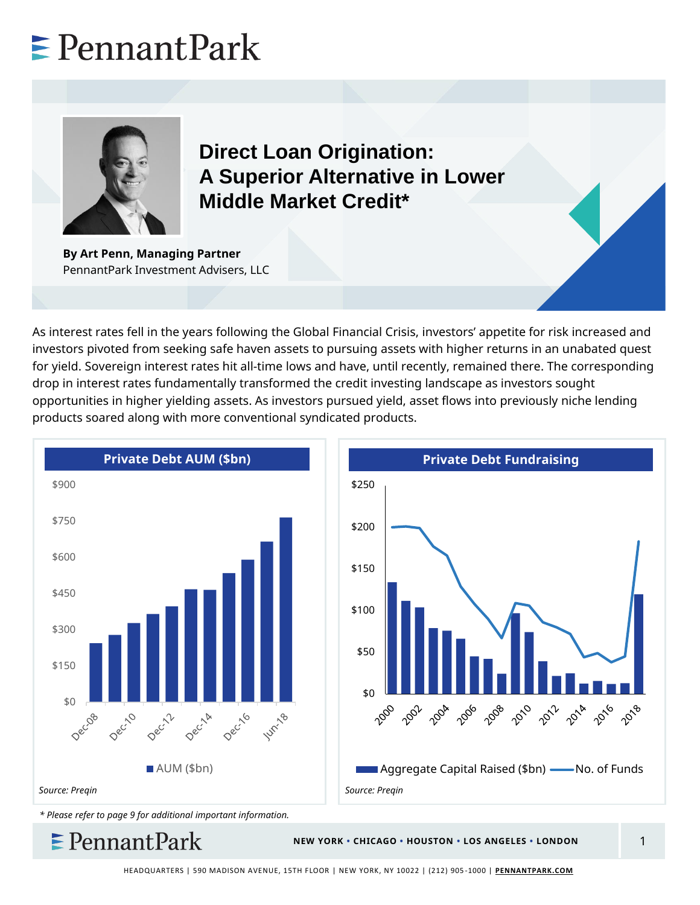# Direct Loan Origination: A Superior Alternative in Lower Middle Market Credit*

**By Art Penn, Managing Partner**
PennantPark Investment Advisers, LLC

As interest rates fell in the years following the Global Financial Crisis, investors' appetite for risk increased and investors pivoted from seeking safe haven assets to pursuing assets with higher returns in an unabated quest for yield. Sovereign interest rates hit all-time lows and have, until recently, remained there. The corresponding drop in interest rates fundamentally transformed the credit investing landscape as investors sought opportunities in higher yielding assets. As investors pursued yield, asset flows into previously niche lending products soared along with more conventional syndicated products.

**Private Debt AUM ($bn)**

AUM ($bn)

*Source: Preqin*

**Private Debt Fundraising**

Aggregate Capital Raised ($bn) — No. of Funds

*Source: Preqin*

*\* Please refer to page 9 for additional important information.*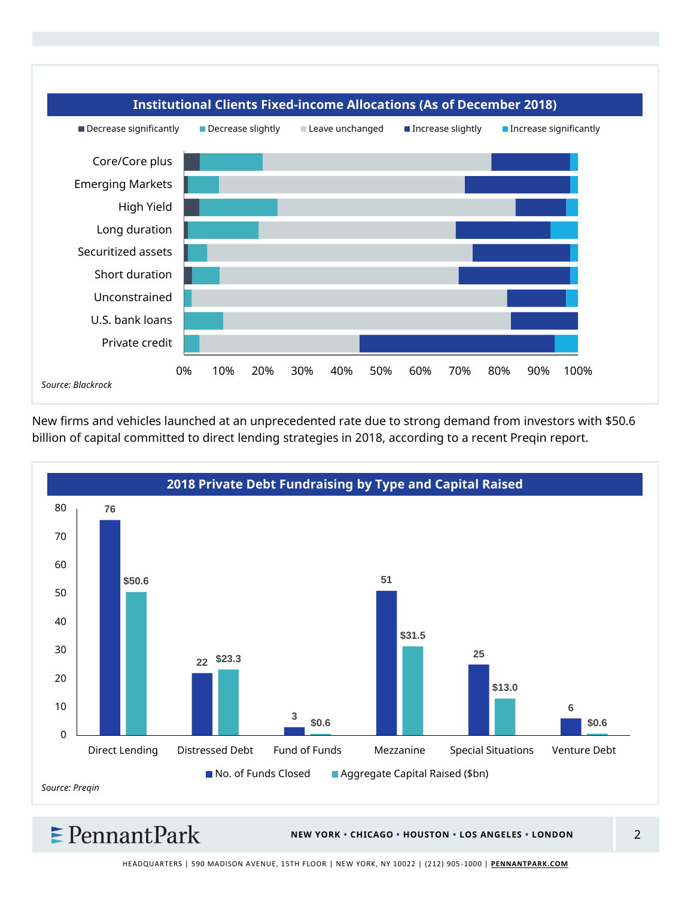## Institutional Clients Fixed-income Allocations (As of December 2018)

Legend: Decrease significantly | Decrease slightly | Leave unchanged | Increase slightly | Increase significantly

Categories: Core/Core plus, Emerging Markets, High Yield, Long duration, Securitized assets, Short duration, Unconstrained, U.S. bank loans, Private credit

0% 10% 20% 30% 40% 50% 60% 70% 80% 90% 100%

*Source: Blackrock*

New firms and vehicles launched at an unprecedented rate due to strong demand from investors with $50.6 billion of capital committed to direct lending strategies in 2018, according to a recent Preqin report.

## 2018 Private Debt Fundraising by Type and Capital Raised

| Type | No. of Funds Closed | Aggregate Capital Raised ($bn) |
|---|---|---|
| Direct Lending | 76 | $50.6 |
| Distressed Debt | 22 | $23.3 |
| Fund of Funds | 3 | $0.6 |
| Mezzanine | 51 | $31.5 |
| Special Situations | 25 | $13.0 |
| Venture Debt | 6 | $0.6 |

*Source: Preqin*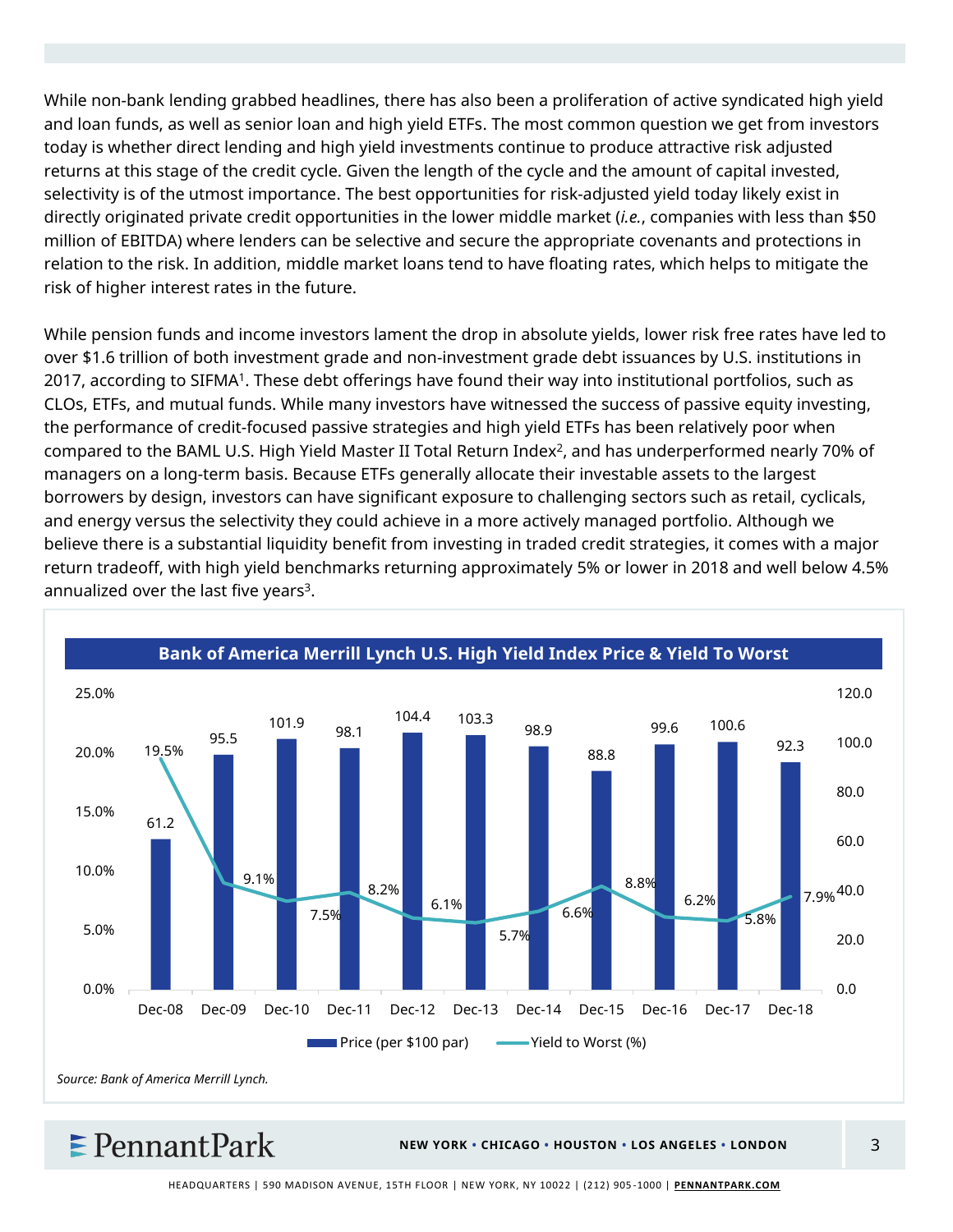While non-bank lending grabbed headlines, there has also been a proliferation of active syndicated high yield and loan funds, as well as senior loan and high yield ETFs. The most common question we get from investors today is whether direct lending and high yield investments continue to produce attractive risk adjusted returns at this stage of the credit cycle. Given the length of the cycle and the amount of capital invested, selectivity is of the utmost importance. The best opportunities for risk-adjusted yield today likely exist in directly originated private credit opportunities in the lower middle market (*i.e.*, companies with less than $50 million of EBITDA) where lenders can be selective and secure the appropriate covenants and protections in relation to the risk. In addition, middle market loans tend to have floating rates, which helps to mitigate the risk of higher interest rates in the future.

While pension funds and income investors lament the drop in absolute yields, lower risk free rates have led to over $1.6 trillion of both investment grade and non-investment grade debt issuances by U.S. institutions in 2017, according to SIFMA[1]. These debt offerings have found their way into institutional portfolios, such as CLOs, ETFs, and mutual funds. While many investors have witnessed the success of passive equity investing, the performance of credit-focused passive strategies and high yield ETFs has been relatively poor when compared to the BAML U.S. High Yield Master II Total Return Index[2], and has underperformed nearly 70% of managers on a long-term basis. Because ETFs generally allocate their investable assets to the largest borrowers by design, investors can have significant exposure to challenging sectors such as retail, cyclicals, and energy versus the selectivity they could achieve in a more actively managed portfolio. Although we believe there is a substantial liquidity benefit from investing in traded credit strategies, it comes with a major return tradeoff, with high yield benchmarks returning approximately 5% or lower in 2018 and well below 4.5% annualized over the last five years[3].

**Bank of America Merrill Lynch U.S. High Yield Index Price & Yield To Worst**

| | Dec-08 | Dec-09 | Dec-10 | Dec-11 | Dec-12 | Dec-13 | Dec-14 | Dec-15 | Dec-16 | Dec-17 | Dec-18 |
|---|---|---|---|---|---|---|---|---|---|---|---|
| Price (per $100 par) | 61.2 | 95.5 | 101.9 | 98.1 | 104.4 | 103.3 | 98.9 | 88.8 | 99.6 | 100.6 | 92.3 |
| Yield to Worst (%) | 19.5% | 9.1% | 7.5% | 8.2% | 6.1% | 5.7% | 6.6% | 8.8% | 6.2% | 5.8% | 7.9% |

*Source: Bank of America Merrill Lynch.*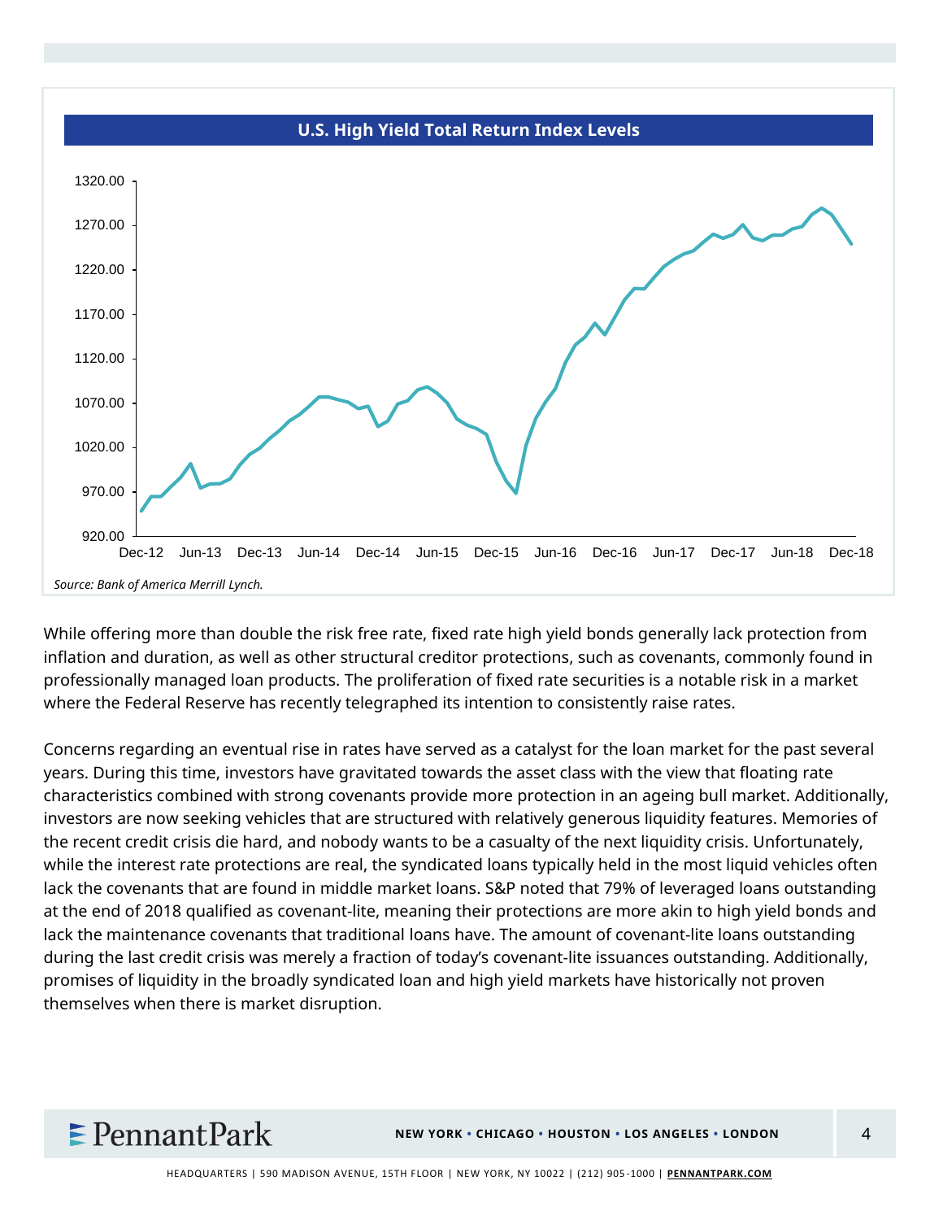**U.S. High Yield Total Return Index Levels**

*Source: Bank of America Merrill Lynch.*

While offering more than double the risk free rate, fixed rate high yield bonds generally lack protection from inflation and duration, as well as other structural creditor protections, such as covenants, commonly found in professionally managed loan products. The proliferation of fixed rate securities is a notable risk in a market where the Federal Reserve has recently telegraphed its intention to consistently raise rates.

Concerns regarding an eventual rise in rates have served as a catalyst for the loan market for the past several years. During this time, investors have gravitated towards the asset class with the view that floating rate characteristics combined with strong covenants provide more protection in an ageing bull market. Additionally, investors are now seeking vehicles that are structured with relatively generous liquidity features. Memories of the recent credit crisis die hard, and nobody wants to be a casualty of the next liquidity crisis. Unfortunately, while the interest rate protections are real, the syndicated loans typically held in the most liquid vehicles often lack the covenants that are found in middle market loans. S&P noted that 79% of leveraged loans outstanding at the end of 2018 qualified as covenant-lite, meaning their protections are more akin to high yield bonds and lack the maintenance covenants that traditional loans have. The amount of covenant-lite loans outstanding during the last credit crisis was merely a fraction of today's covenant-lite issuances outstanding. Additionally, promises of liquidity in the broadly syndicated loan and high yield markets have historically not proven themselves when there is market disruption.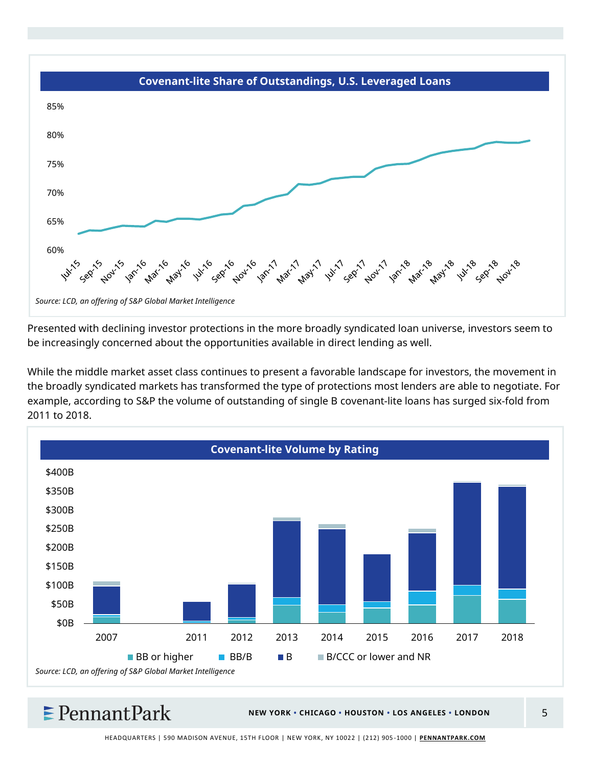**Covenant-lite Share of Outstandings, U.S. Leveraged Loans**

*Source: LCD, an offering of S&P Global Market Intelligence*

Presented with declining investor protections in the more broadly syndicated loan universe, investors seem to be increasingly concerned about the opportunities available in direct lending as well.

While the middle market asset class continues to present a favorable landscape for investors, the movement in the broadly syndicated markets has transformed the type of protections most lenders are able to negotiate. For example, according to S&P the volume of outstanding of single B covenant-lite loans has surged six-fold from 2011 to 2018.

**Covenant-lite Volume by Rating**

*Source: LCD, an offering of S&P Global Market Intelligence*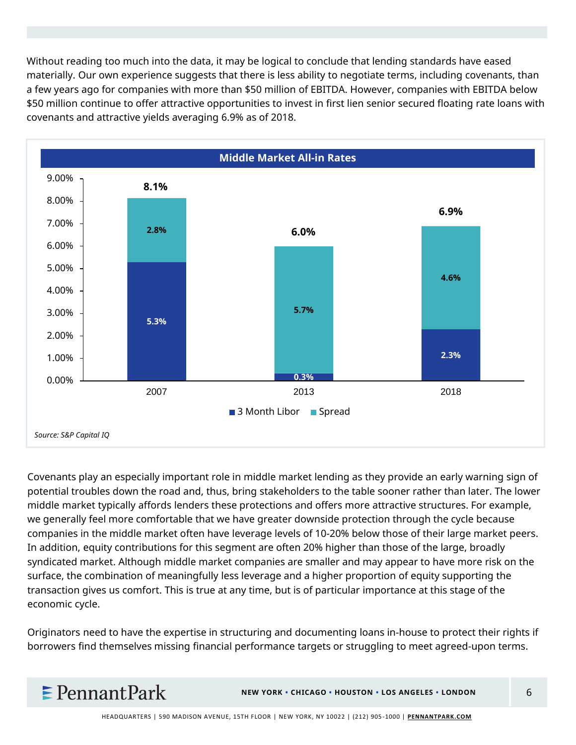Without reading too much into the data, it may be logical to conclude that lending standards have eased materially. Our own experience suggests that there is less ability to negotiate terms, including covenants, than a few years ago for companies with more than $50 million of EBITDA. However, companies with EBITDA below $50 million continue to offer attractive opportunities to invest in first lien senior secured floating rate loans with covenants and attractive yields averaging 6.9% as of 2018.

**Middle Market All-in Rates**

| Year | 3 Month Libor | Spread | Total |
|---|---|---|---|
| 2007 | 5.3% | 2.8% | 8.1% |
| 2013 | 0.3% | 5.7% | 6.0% |
| 2018 | 2.3% | 4.6% | 6.9% |

*Source: S&P Capital IQ*

Covenants play an especially important role in middle market lending as they provide an early warning sign of potential troubles down the road and, thus, bring stakeholders to the table sooner rather than later. The lower middle market typically affords lenders these protections and offers more attractive structures. For example, we generally feel more comfortable that we have greater downside protection through the cycle because companies in the middle market often have leverage levels of 10-20% below those of their large market peers. In addition, equity contributions for this segment are often 20% higher than those of the large, broadly syndicated market. Although middle market companies are smaller and may appear to have more risk on the surface, the combination of meaningfully less leverage and a higher proportion of equity supporting the transaction gives us comfort. This is true at any time, but is of particular importance at this stage of the economic cycle.

Originators need to have the expertise in structuring and documenting loans in-house to protect their rights if borrowers find themselves missing financial performance targets or struggling to meet agreed-upon terms.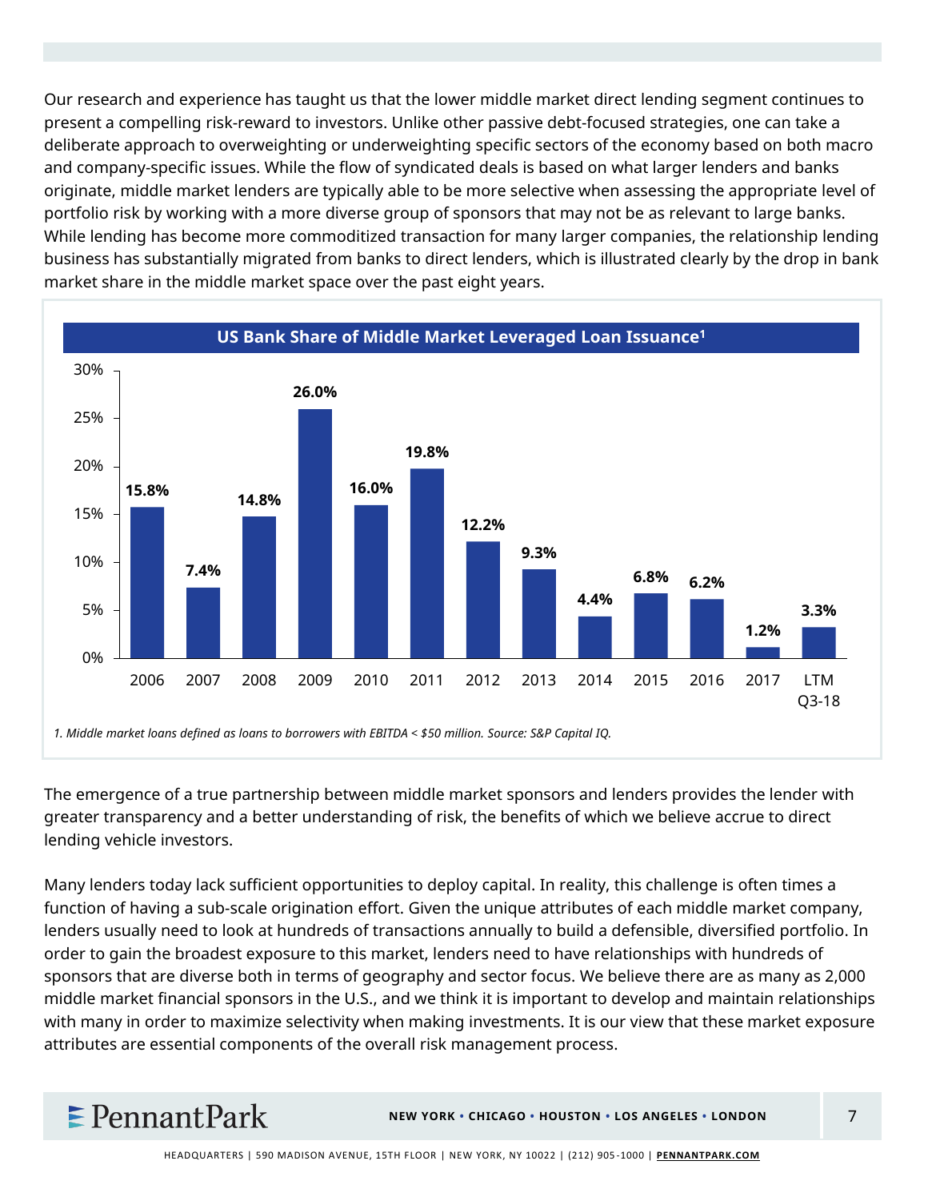Our research and experience has taught us that the lower middle market direct lending segment continues to present a compelling risk-reward to investors. Unlike other passive debt-focused strategies, one can take a deliberate approach to overweighting or underweighting specific sectors of the economy based on both macro and company-specific issues. While the flow of syndicated deals is based on what larger lenders and banks originate, middle market lenders are typically able to be more selective when assessing the appropriate level of portfolio risk by working with a more diverse group of sponsors that may not be as relevant to large banks. While lending has become more commoditized transaction for many larger companies, the relationship lending business has substantially migrated from banks to direct lenders, which is illustrated clearly by the drop in bank market share in the middle market space over the past eight years.

**US Bank Share of Middle Market Leveraged Loan Issuance[1]**

| Year | Share |
|---|---|
| 2006 | 15.8% |
| 2007 | 7.4% |
| 2008 | 14.8% |
| 2009 | 26.0% |
| 2010 | 16.0% |
| 2011 | 19.8% |
| 2012 | 12.2% |
| 2013 | 9.3% |
| 2014 | 4.4% |
| 2015 | 6.8% |
| 2016 | 6.2% |
| 2017 | 1.2% |
| LTM Q3-18 | 3.3% |

*1. Middle market loans defined as loans to borrowers with EBITDA < $50 million. Source: S&P Capital IQ.*

The emergence of a true partnership between middle market sponsors and lenders provides the lender with greater transparency and a better understanding of risk, the benefits of which we believe accrue to direct lending vehicle investors.

Many lenders today lack sufficient opportunities to deploy capital. In reality, this challenge is often times a function of having a sub-scale origination effort. Given the unique attributes of each middle market company, lenders usually need to look at hundreds of transactions annually to build a defensible, diversified portfolio. In order to gain the broadest exposure to this market, lenders need to have relationships with hundreds of sponsors that are diverse both in terms of geography and sector focus. We believe there are as many as 2,000 middle market financial sponsors in the U.S., and we think it is important to develop and maintain relationships with many in order to maximize selectivity when making investments. It is our view that these market exposure attributes are essential components of the overall risk management process.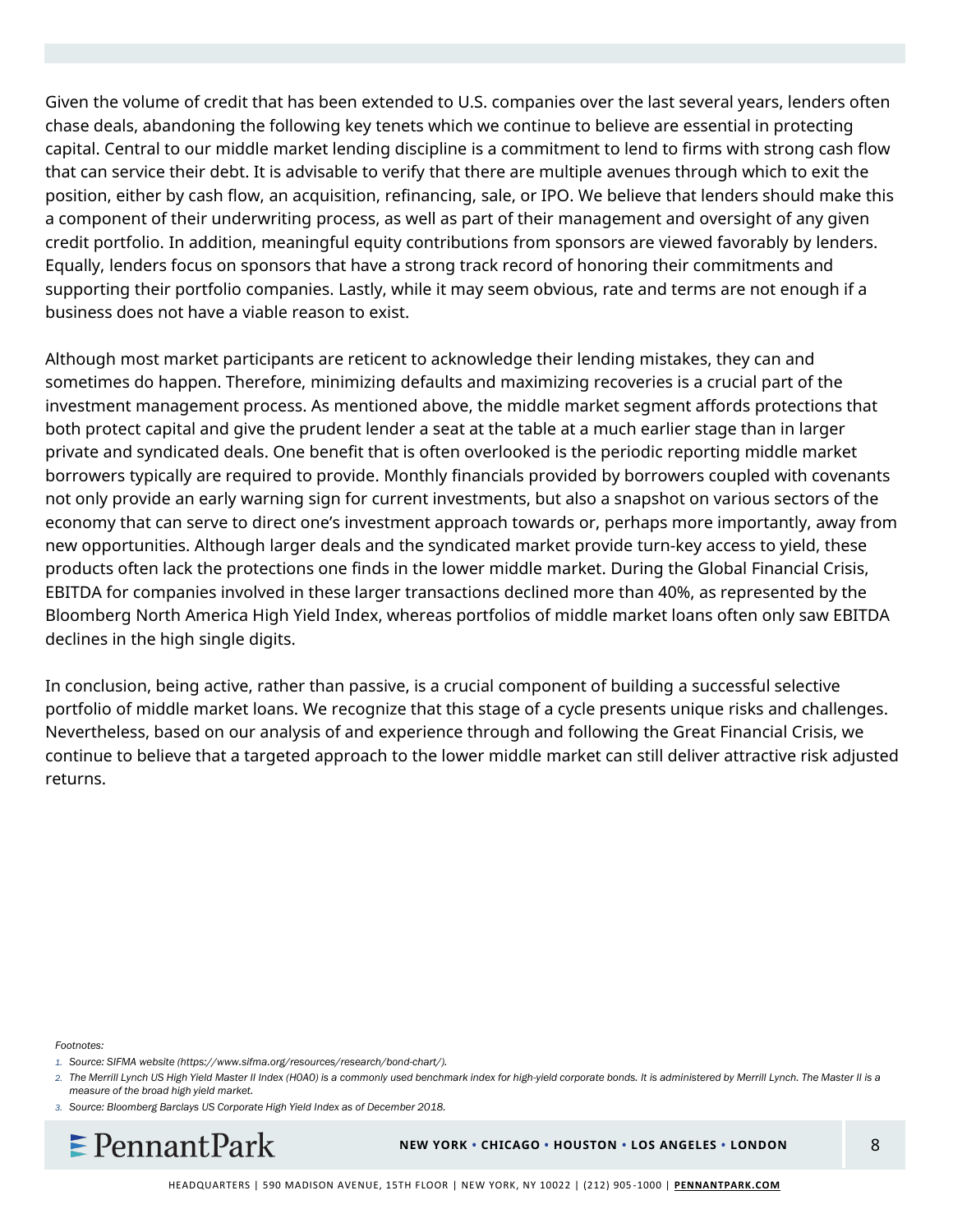Given the volume of credit that has been extended to U.S. companies over the last several years, lenders often chase deals, abandoning the following key tenets which we continue to believe are essential in protecting capital. Central to our middle market lending discipline is a commitment to lend to firms with strong cash flow that can service their debt. It is advisable to verify that there are multiple avenues through which to exit the position, either by cash flow, an acquisition, refinancing, sale, or IPO. We believe that lenders should make this a component of their underwriting process, as well as part of their management and oversight of any given credit portfolio. In addition, meaningful equity contributions from sponsors are viewed favorably by lenders. Equally, lenders focus on sponsors that have a strong track record of honoring their commitments and supporting their portfolio companies. Lastly, while it may seem obvious, rate and terms are not enough if a business does not have a viable reason to exist.

Although most market participants are reticent to acknowledge their lending mistakes, they can and sometimes do happen. Therefore, minimizing defaults and maximizing recoveries is a crucial part of the investment management process. As mentioned above, the middle market segment affords protections that both protect capital and give the prudent lender a seat at the table at a much earlier stage than in larger private and syndicated deals. One benefit that is often overlooked is the periodic reporting middle market borrowers typically are required to provide. Monthly financials provided by borrowers coupled with covenants not only provide an early warning sign for current investments, but also a snapshot on various sectors of the economy that can serve to direct one's investment approach towards or, perhaps more importantly, away from new opportunities. Although larger deals and the syndicated market provide turn-key access to yield, these products often lack the protections one finds in the lower middle market. During the Global Financial Crisis, EBITDA for companies involved in these larger transactions declined more than 40%, as represented by the Bloomberg North America High Yield Index, whereas portfolios of middle market loans often only saw EBITDA declines in the high single digits.

In conclusion, being active, rather than passive, is a crucial component of building a successful selective portfolio of middle market loans. We recognize that this stage of a cycle presents unique risks and challenges. Nevertheless, based on our analysis of and experience through and following the Great Financial Crisis, we continue to believe that a targeted approach to the lower middle market can still deliver attractive risk adjusted returns.

*Footnotes:*

1. *Source: SIFMA website (https://www.sifma.org/resources/research/bond-chart/).*
2. *The Merrill Lynch US High Yield Master II Index (H0A0) is a commonly used benchmark index for high-yield corporate bonds. It is administered by Merrill Lynch. The Master II is a measure of the broad high yield market.*
3. *Source: Bloomberg Barclays US Corporate High Yield Index as of December 2018.*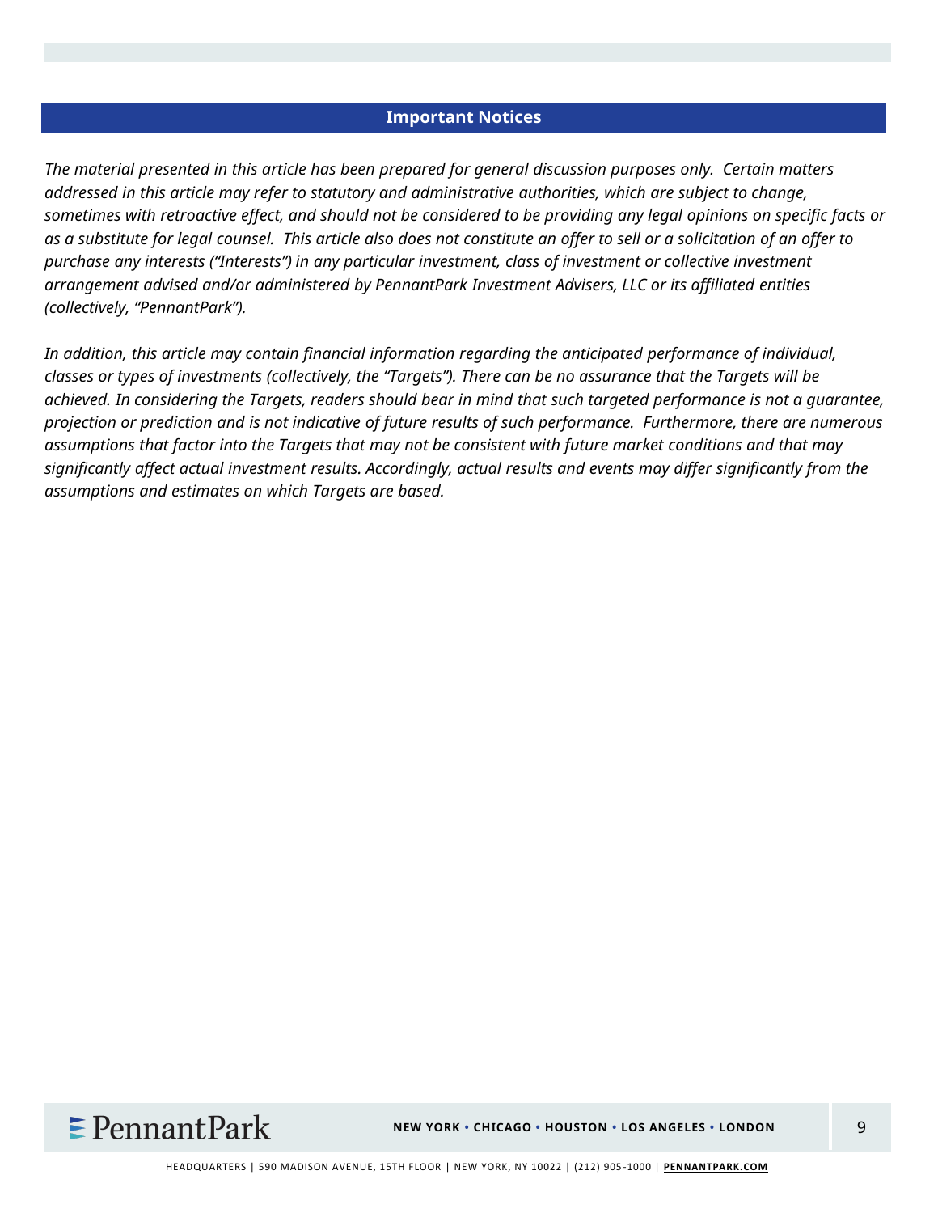## Important Notices

*The material presented in this article has been prepared for general discussion purposes only. Certain matters addressed in this article may refer to statutory and administrative authorities, which are subject to change, sometimes with retroactive effect, and should not be considered to be providing any legal opinions on specific facts or as a substitute for legal counsel. This article also does not constitute an offer to sell or a solicitation of an offer to purchase any interests ("Interests") in any particular investment, class of investment or collective investment arrangement advised and/or administered by PennantPark Investment Advisers, LLC or its affiliated entities (collectively, "PennantPark").*

*In addition, this article may contain financial information regarding the anticipated performance of individual, classes or types of investments (collectively, the "Targets"). There can be no assurance that the Targets will be achieved. In considering the Targets, readers should bear in mind that such targeted performance is not a guarantee, projection or prediction and is not indicative of future results of such performance. Furthermore, there are numerous assumptions that factor into the Targets that may not be consistent with future market conditions and that may significantly affect actual investment results. Accordingly, actual results and events may differ significantly from the assumptions and estimates on which Targets are based.*